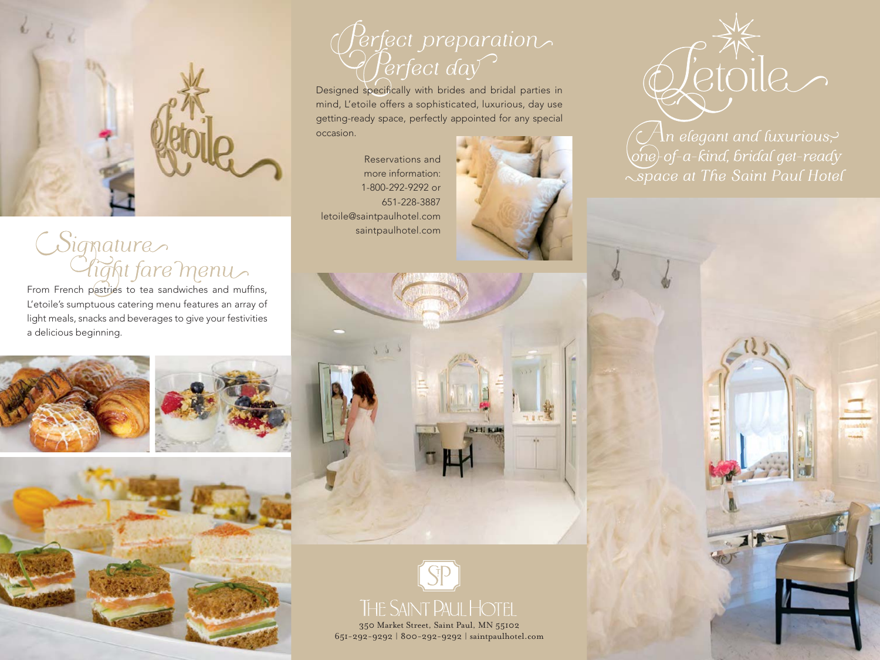## Signature light fare menu

From French pastries to tea sandwiches and muffins, L'etoile's sumptuous catering menu features an array of light meals, snacks and beverages to give your festivities a delicious beginning.

## Perfect preparation Perfect day

Designed specifically with brides and bridal parties in mind, L'etoile offers a sophisticated, luxurious, day use getting-ready space, perfectly appointed for any special occasion.

Reservations and more information:
1-800-292-9292 or
651-228-3887
letoile@saintpaulhotel.com
saintpaulhotel.com

THE SAINT PAUL HOTEL
350 Market Street, Saint Paul, MN 55102
651-292-9292 | 800-292-9292 | saintpaulhotel.com

# L'etoile

*An elegant and luxurious, one-of-a-kind, bridal get-ready space at The Saint Paul Hotel*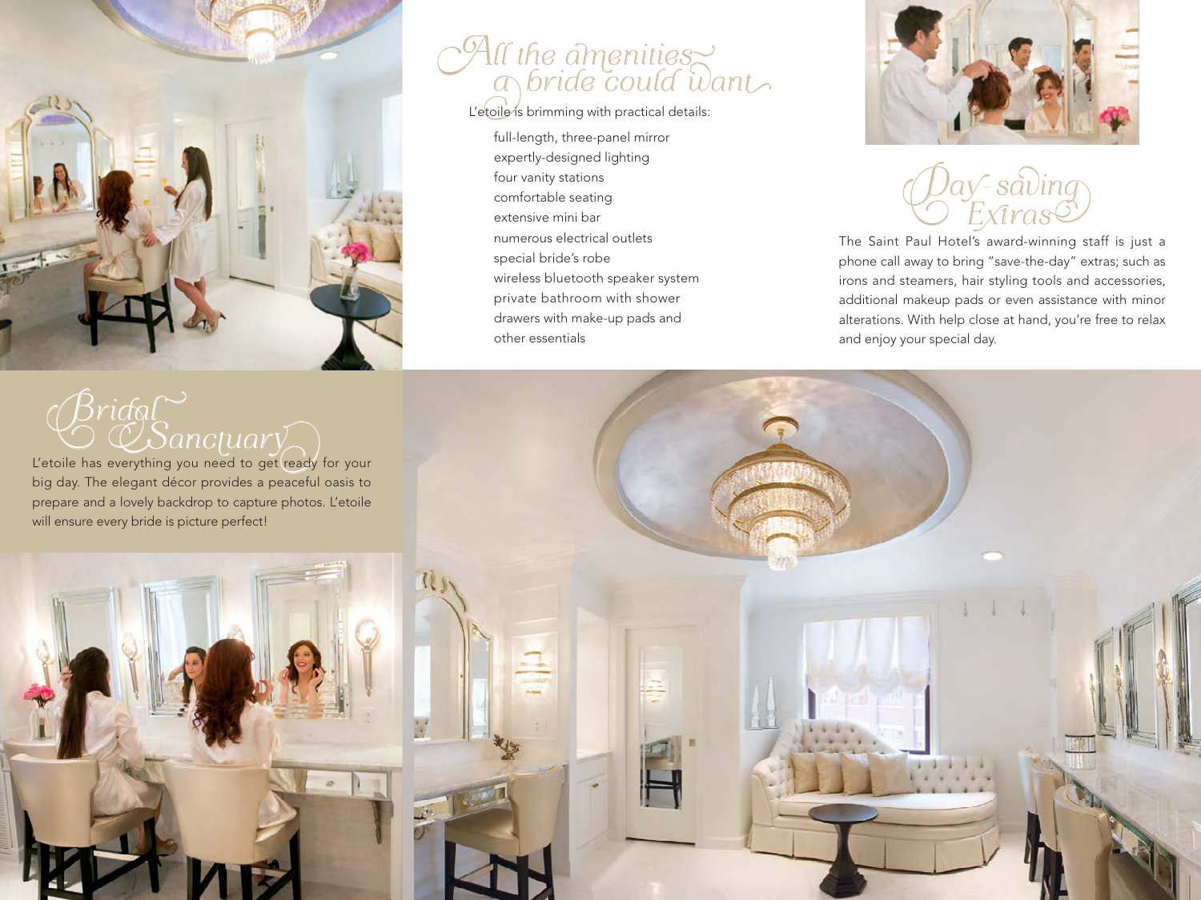## All the amenities a bride could want

L'etoile is brimming with practical details:

- full-length, three-panel mirror
- expertly-designed lighting
- four vanity stations
- comfortable seating
- extensive mini bar
- numerous electrical outlets
- special bride's robe
- wireless bluetooth speaker system
- private bathroom with shower
- drawers with make-up pads and other essentials

## Day-saving Extras

The Saint Paul Hotel's award-winning staff is just a phone call away to bring "save-the-day" extras; such as irons and steamers, hair styling tools and accessories, additional makeup pads or even assistance with minor alterations. With help close at hand, you're free to relax and enjoy your special day.

## Bridal Sanctuary

L'etoile has everything you need to get ready for your big day. The elegant décor provides a peaceful oasis to prepare and a lovely backdrop to capture photos. L'etoile will ensure every bride is picture perfect!